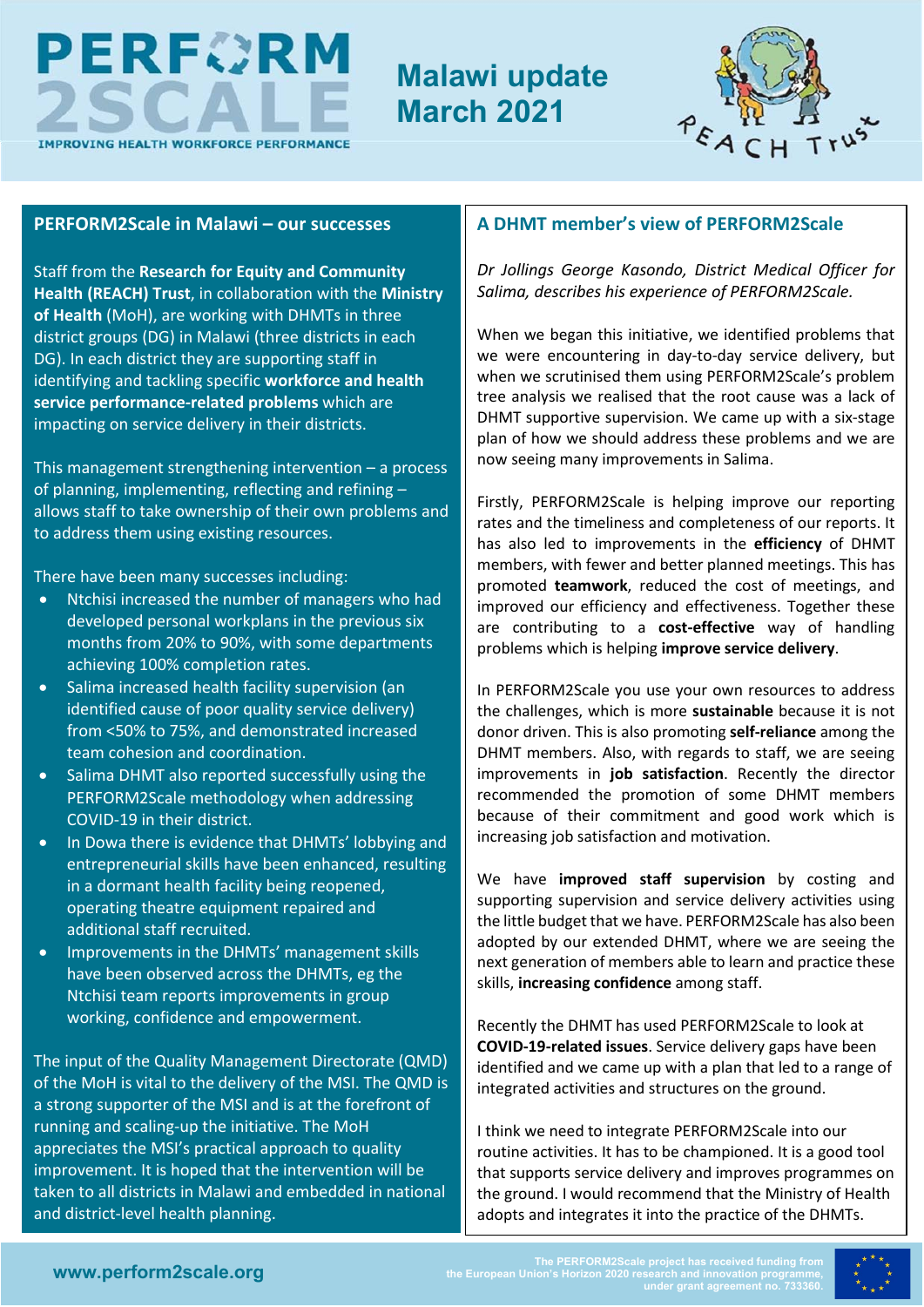# PERFORM2SCALE

IMPROVING HEALTH WORKFORCE PERFORMANCE

# Malawi update March 2021

REACH Trust

## PERFORM2Scale in Malawi – our successes

Staff from the **Research for Equity and Community Health (REACH) Trust**, in collaboration with the **Ministry of Health** (MoH), are working with DHMTs in three district groups (DG) in Malawi (three districts in each DG). In each district they are supporting staff in identifying and tackling specific **workforce and health service performance-related problems** which are impacting on service delivery in their districts.

This management strengthening intervention – a process of planning, implementing, reflecting and refining – allows staff to take ownership of their own problems and to address them using existing resources.

There have been many successes including:

- Ntchisi increased the number of managers who had developed personal workplans in the previous six months from 20% to 90%, with some departments achieving 100% completion rates.
- Salima increased health facility supervision (an identified cause of poor quality service delivery) from <50% to 75%, and demonstrated increased team cohesion and coordination.
- Salima DHMT also reported successfully using the PERFORM2Scale methodology when addressing COVID-19 in their district.
- In Dowa there is evidence that DHMTs' lobbying and entrepreneurial skills have been enhanced, resulting in a dormant health facility being reopened, operating theatre equipment repaired and additional staff recruited.
- Improvements in the DHMTs' management skills have been observed across the DHMTs, eg the Ntchisi team reports improvements in group working, confidence and empowerment.

The input of the Quality Management Directorate (QMD) of the MoH is vital to the delivery of the MSI. The QMD is a strong supporter of the MSI and is at the forefront of running and scaling-up the initiative. The MoH appreciates the MSI's practical approach to quality improvement. It is hoped that the intervention will be taken to all districts in Malawi and embedded in national and district-level health planning.

## A DHMT member's view of PERFORM2Scale

*Dr Jollings George Kasondo, District Medical Officer for Salima, describes his experience of PERFORM2Scale.*

When we began this initiative, we identified problems that we were encountering in day-to-day service delivery, but when we scrutinised them using PERFORM2Scale's problem tree analysis we realised that the root cause was a lack of DHMT supportive supervision. We came up with a six-stage plan of how we should address these problems and we are now seeing many improvements in Salima.

Firstly, PERFORM2Scale is helping improve our reporting rates and the timeliness and completeness of our reports. It has also led to improvements in the **efficiency** of DHMT members, with fewer and better planned meetings. This has promoted **teamwork**, reduced the cost of meetings, and improved our efficiency and effectiveness. Together these are contributing to a **cost-effective** way of handling problems which is helping **improve service delivery**.

In PERFORM2Scale you use your own resources to address the challenges, which is more **sustainable** because it is not donor driven. This is also promoting **self-reliance** among the DHMT members. Also, with regards to staff, we are seeing improvements in **job satisfaction**. Recently the director recommended the promotion of some DHMT members because of their commitment and good work which is increasing job satisfaction and motivation.

We have **improved staff supervision** by costing and supporting supervision and service delivery activities using the little budget that we have. PERFORM2Scale has also been adopted by our extended DHMT, where we are seeing the next generation of members able to learn and practice these skills, **increasing confidence** among staff.

Recently the DHMT has used PERFORM2Scale to look at **COVID-19-related issues**. Service delivery gaps have been identified and we came up with a plan that led to a range of integrated activities and structures on the ground.

I think we need to integrate PERFORM2Scale into our routine activities. It has to be championed. It is a good tool that supports service delivery and improves programmes on the ground. I would recommend that the Ministry of Health adopts and integrates it into the practice of the DHMTs.

www.perform2scale.org

The PERFORM2Scale project has received funding from the European Union's Horizon 2020 research and innovation programme, under grant agreement no. 733360.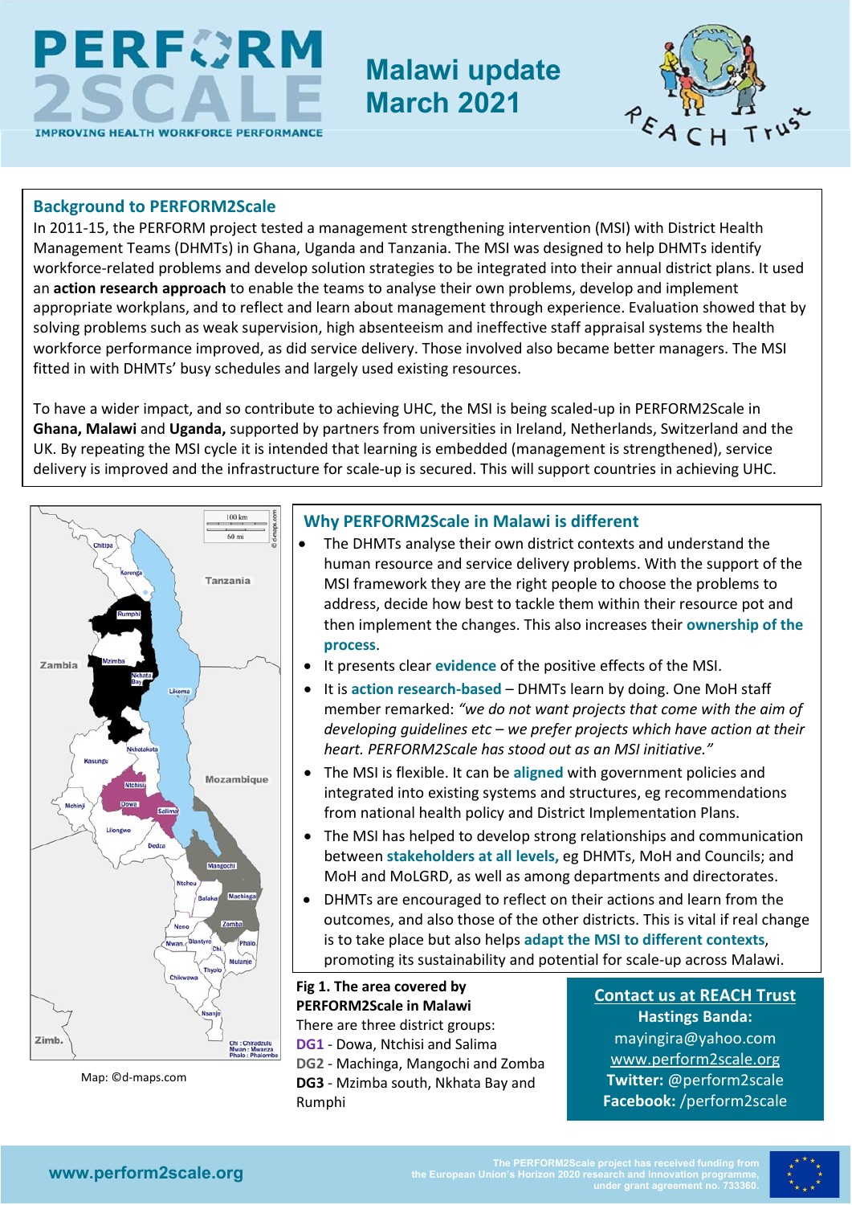# PERFORM2SCALE

IMPROVING HEALTH WORKFORCE PERFORMANCE

## Malawi update March 2021

REACH Trust

## Background to PERFORM2Scale

In 2011-15, the PERFORM project tested a management strengthening intervention (MSI) with District Health Management Teams (DHMTs) in Ghana, Uganda and Tanzania. The MSI was designed to help DHMTs identify workforce-related problems and develop solution strategies to be integrated into their annual district plans. It used an **action research approach** to enable the teams to analyse their own problems, develop and implement appropriate workplans, and to reflect and learn about management through experience. Evaluation showed that by solving problems such as weak supervision, high absenteeism and ineffective staff appraisal systems the health workforce performance improved, as did service delivery. Those involved also became better managers. The MSI fitted in with DHMTs' busy schedules and largely used existing resources.

To have a wider impact, and so contribute to achieving UHC, the MSI is being scaled-up in PERFORM2Scale in **Ghana, Malawi** and **Uganda,** supported by partners from universities in Ireland, Netherlands, Switzerland and the UK. By repeating the MSI cycle it is intended that learning is embedded (management is strengthened), service delivery is improved and the infrastructure for scale-up is secured. This will support countries in achieving UHC.

## Why PERFORM2Scale in Malawi is different

- The DHMTs analyse their own district contexts and understand the human resource and service delivery problems. With the support of the MSI framework they are the right people to choose the problems to address, decide how best to tackle them within their resource pot and then implement the changes. This also increases their **ownership of the process**.
- It presents clear **evidence** of the positive effects of the MSI.
- It is **action research-based** – DHMTs learn by doing. One MoH staff member remarked: *"we do not want projects that come with the aim of developing guidelines etc – we prefer projects which have action at their heart. PERFORM2Scale has stood out as an MSI initiative."*
- The MSI is flexible. It can be **aligned** with government policies and integrated into existing systems and structures, eg recommendations from national health policy and District Implementation Plans.
- The MSI has helped to develop strong relationships and communication between **stakeholders at all levels,** eg DHMTs, MoH and Councils; and MoH and MoLGRD, as well as among departments and directorates.
- DHMTs are encouraged to reflect on their actions and learn from the outcomes, and also those of the other districts. This is vital if real change is to take place but also helps **adapt the MSI to different contexts**, promoting its sustainability and potential for scale-up across Malawi.

Map: ©d-maps.com

**Fig 1. The area covered by PERFORM2Scale in Malawi**

There are three district groups:

**DG1** - Dowa, Ntchisi and Salima

**DG2** - Machinga, Mangochi and Zomba

**DG3** - Mzimba south, Nkhata Bay and Rumphi

**Contact us at REACH Trust**

**Hastings Banda:**

mayingira@yahoo.com

www.perform2scale.org

**Twitter:** @perform2scale

**Facebook:** /perform2scale

www.perform2scale.org

The PERFORM2Scale project has received funding from the European Union's Horizon 2020 research and innovation programme, under grant agreement no. 733360.